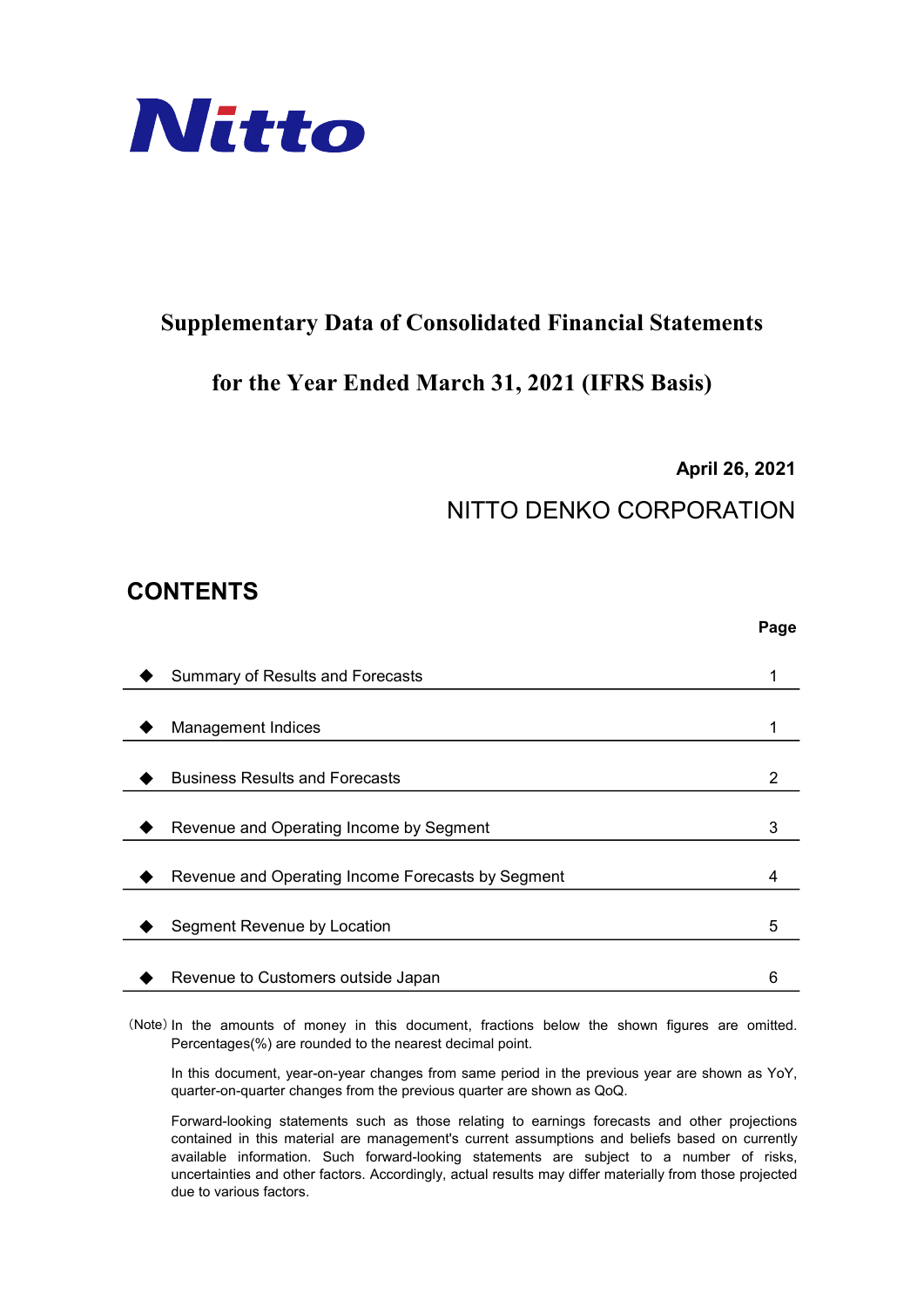Nitto

# Supplementary Data of Consolidated Financial Statements

# for the Year Ended March 31, 2021 (IFRS Basis)

**April 26, 2021**

NITTO DENKO CORPORATION

## CONTENTS

| | Page |
|---|---|
| ◆ Summary of Results and Forecasts | 1 |
| ◆ Management Indices | 1 |
| ◆ Business Results and Forecasts | 2 |
| ◆ Revenue and Operating Income by Segment | 3 |
| ◆ Revenue and Operating Income Forecasts by Segment | 4 |
| ◆ Segment Revenue by Location | 5 |
| ◆ Revenue to Customers outside Japan | 6 |

(Note) In the amounts of money in this document, fractions below the shown figures are omitted. Percentages(%) are rounded to the nearest decimal point.

In this document, year-on-year changes from same period in the previous year are shown as YoY, quarter-on-quarter changes from the previous quarter are shown as QoQ.

Forward-looking statements such as those relating to earnings forecasts and other projections contained in this material are management's current assumptions and beliefs based on currently available information. Such forward-looking statements are subject to a number of risks, uncertainties and other factors. Accordingly, actual results may differ materially from those projected due to various factors.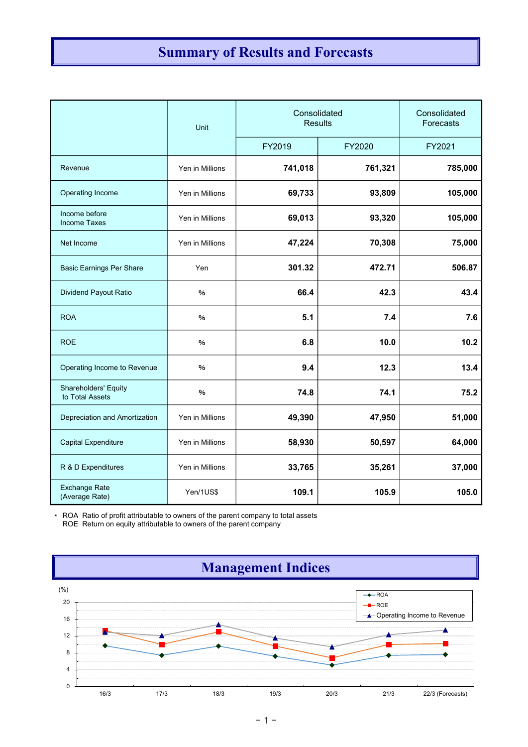# Summary of Results and Forecasts

| | Unit | Consolidated Results | | Consolidated Forecasts |
|---|---|---|---|---|
| | | FY2019 | FY2020 | FY2021 |
| Revenue | Yen in Millions | **741,018** | **761,321** | **785,000** |
| Operating Income | Yen in Millions | **69,733** | **93,809** | **105,000** |
| Income before Income Taxes | Yen in Millions | **69,013** | **93,320** | **105,000** |
| Net Income | Yen in Millions | **47,224** | **70,308** | **75,000** |
| Basic Earnings Per Share | Yen | **301.32** | **472.71** | **506.87** |
| Dividend Payout Ratio | % | **66.4** | **42.3** | **43.4** |
| ROA | % | **5.1** | **7.4** | **7.6** |
| ROE | % | **6.8** | **10.0** | **10.2** |
| Operating Income to Revenue | % | **9.4** | **12.3** | **13.4** |
| Shareholders' Equity to Total Assets | % | **74.8** | **74.1** | **75.2** |
| Depreciation and Amortization | Yen in Millions | **49,390** | **47,950** | **51,000** |
| Capital Expenditure | Yen in Millions | **58,930** | **50,597** | **64,000** |
| R & D Expenditures | Yen in Millions | **33,765** | **35,261** | **37,000** |
| Exchange Rate (Average Rate) | Yen/1US$ | **109.1** | **105.9** | **105.0** |

\* ROA Ratio of profit attributable to owners of the parent company to total assets
ROE Return on equity attributable to owners of the parent company

# Management Indices

(%)

Legend: ROA, ROE, Operating Income to Revenue

X-axis: 16/3, 17/3, 18/3, 19/3, 20/3, 21/3, 22/3 (Forecasts)

Y-axis: 0, 4, 8, 12, 16, 20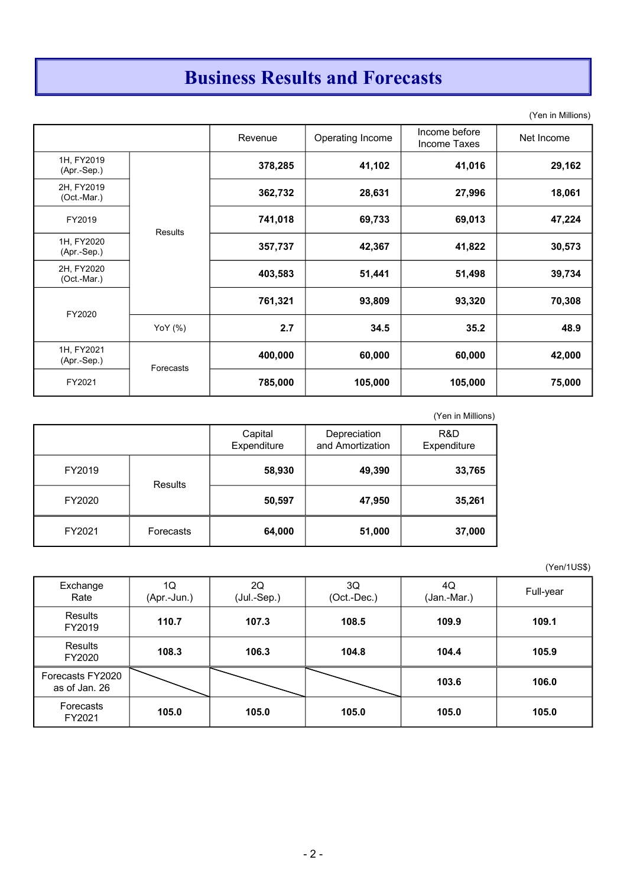# Business Results and Forecasts

(Yen in Millions)

| | | Revenue | Operating Income | Income before Income Taxes | Net Income |
|---|---|---|---|---|---|
| 1H, FY2019 (Apr.-Sep.) | Results | **378,285** | **41,102** | **41,016** | **29,162** |
| 2H, FY2019 (Oct.-Mar.) | | **362,732** | **28,631** | **27,996** | **18,061** |
| FY2019 | | **741,018** | **69,733** | **69,013** | **47,224** |
| 1H, FY2020 (Apr.-Sep.) | | **357,737** | **42,367** | **41,822** | **30,573** |
| 2H, FY2020 (Oct.-Mar.) | | **403,583** | **51,441** | **51,498** | **39,734** |
| FY2020 | | **761,321** | **93,809** | **93,320** | **70,308** |
| | YoY (%) | **2.7** | **34.5** | **35.2** | **48.9** |
| 1H, FY2021 (Apr.-Sep.) | Forecasts | **400,000** | **60,000** | **60,000** | **42,000** |
| FY2021 | | **785,000** | **105,000** | **105,000** | **75,000** |

(Yen in Millions)

| | | Capital Expenditure | Depreciation and Amortization | R&D Expenditure |
|---|---|---|---|---|
| FY2019 | Results | **58,930** | **49,390** | **33,765** |
| FY2020 | | **50,597** | **47,950** | **35,261** |
| FY2021 | Forecasts | **64,000** | **51,000** | **37,000** |

(Yen/1US$)

| Exchange Rate | 1Q (Apr.-Jun.) | 2Q (Jul.-Sep.) | 3Q (Oct.-Dec.) | 4Q (Jan.-Mar.) | Full-year |
|---|---|---|---|---|---|
| Results FY2019 | **110.7** | **107.3** | **108.5** | **109.9** | **109.1** |
| Results FY2020 | **108.3** | **106.3** | **104.8** | **104.4** | **105.9** |
| Forecasts FY2020 as of Jan. 26 | | | | **103.6** | **106.0** |
| Forecasts FY2021 | **105.0** | **105.0** | **105.0** | **105.0** | **105.0** |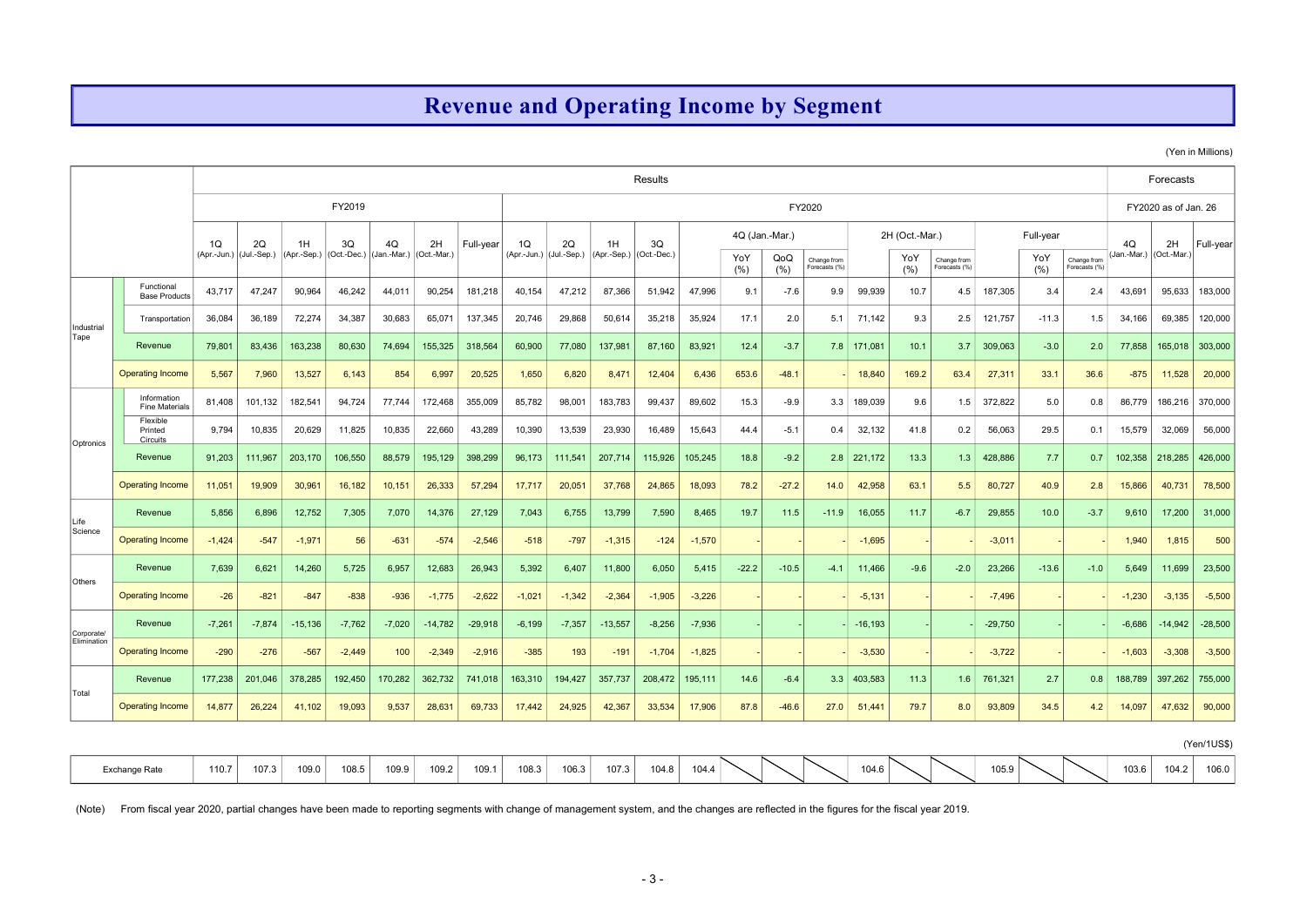# Revenue and Operating Income by Segment

(Yen in Millions)

| | | Results | | | | | | | | | | | | | | | | | | | | | | Forecasts | | |
|---|---|---|---|---|---|---|---|---|---|---|---|---|---|---|---|---|---|---|---|---|---|---|---|---|---|---|
| | | FY2019 | | | | | | | FY2020 | | | | | | | | | | | | | | | FY2020 as of Jan. 26 | | |
| | | 1Q (Apr.-Jun.) | 2Q (Jul.-Sep.) | 1H (Apr.-Sep.) | 3Q (Oct.-Dec.) | 4Q (Jan.-Mar.) | 2H (Oct.-Mar.) | Full-year | 1Q (Apr.-Jun.) | 2Q (Jul.-Sep.) | 1H (Apr.-Sep.) | 3Q (Oct.-Dec.) | 4Q (Jan.-Mar.) | YoY (%) | QoQ (%) | Change from Forecasts (%) | 2H (Oct.-Mar.) | YoY (%) | Change from Forecasts (%) | Full-year | YoY (%) | Change from Forecasts (%) | 4Q (Jan.-Mar.) | 2H (Oct.-Mar.) | Full-year |
| Industrial Tape | Functional Base Products | 43,717 | 47,247 | 90,964 | 46,242 | 44,011 | 90,254 | 181,218 | 40,154 | 47,212 | 87,366 | 51,942 | 47,996 | 9.1 | -7.6 | 9.9 | 99,939 | 10.7 | 4.5 | 187,305 | 3.4 | 2.4 | 43,691 | 95,633 | 183,000 |
| | Transportation | 36,084 | 36,189 | 72,274 | 34,387 | 30,683 | 65,071 | 137,345 | 20,746 | 29,868 | 50,614 | 35,218 | 35,924 | 17.1 | 2.0 | 5.1 | 71,142 | 9.3 | 2.5 | 121,757 | -11.3 | 1.5 | 34,166 | 69,385 | 120,000 |
| | Revenue | 79,801 | 83,436 | 163,238 | 80,630 | 74,694 | 155,325 | 318,564 | 60,900 | 77,080 | 137,981 | 87,160 | 83,921 | 12.4 | -3.7 | 7.8 | 171,081 | 10.1 | 3.7 | 309,063 | -3.0 | 2.0 | 77,858 | 165,018 | 303,000 |
| | Operating Income | 5,567 | 7,960 | 13,527 | 6,143 | 854 | 6,997 | 20,525 | 1,650 | 6,820 | 8,471 | 12,404 | 6,436 | 653.6 | -48.1 | - | 18,840 | 169.2 | 63.4 | 27,311 | 33.1 | 36.6 | -875 | 11,528 | 20,000 |
| Optronics | Information Fine Materials | 81,408 | 101,132 | 182,541 | 94,724 | 77,744 | 172,468 | 355,009 | 85,782 | 98,001 | 183,783 | 99,437 | 89,602 | 15.3 | -9.9 | 3.3 | 189,039 | 9.6 | 1.5 | 372,822 | 5.0 | 0.8 | 86,779 | 186,216 | 370,000 |
| | Flexible Printed Circuits | 9,794 | 10,835 | 20,629 | 11,825 | 10,835 | 22,660 | 43,289 | 10,390 | 13,539 | 23,930 | 16,489 | 15,643 | 44.4 | -5.1 | 0.4 | 32,132 | 41.8 | 0.2 | 56,063 | 29.5 | 0.1 | 15,579 | 32,069 | 56,000 |
| | Revenue | 91,203 | 111,967 | 203,170 | 106,550 | 88,579 | 195,129 | 398,299 | 96,173 | 111,541 | 207,714 | 115,926 | 105,245 | 18.8 | -9.2 | 2.8 | 221,172 | 13.3 | 1.3 | 428,886 | 7.7 | 0.7 | 102,358 | 218,285 | 426,000 |
| | Operating Income | 11,051 | 19,909 | 30,961 | 16,182 | 10,151 | 26,333 | 57,294 | 17,717 | 20,051 | 37,768 | 24,865 | 18,093 | 78.2 | -27.2 | 14.0 | 42,958 | 63.1 | 5.5 | 80,727 | 40.9 | 2.8 | 15,866 | 40,731 | 78,500 |
| Life Science | Revenue | 5,856 | 6,896 | 12,752 | 7,305 | 7,070 | 14,376 | 27,129 | 7,043 | 6,755 | 13,799 | 7,590 | 8,465 | 19.7 | 11.5 | -11.9 | 16,055 | 11.7 | -6.7 | 29,855 | 10.0 | -3.7 | 9,610 | 17,200 | 31,000 |
| | Operating Income | -1,424 | -547 | -1,971 | 56 | -631 | -574 | -2,546 | -518 | -797 | -1,315 | -124 | -1,570 | - | - | - | -1,695 | - | - | -3,011 | - | - | 1,940 | 1,815 | 500 |
| Others | Revenue | 7,639 | 6,621 | 14,260 | 5,725 | 6,957 | 12,683 | 26,943 | 5,392 | 6,407 | 11,800 | 6,050 | 5,415 | -22.2 | -10.5 | -4.1 | 11,466 | -9.6 | -2.0 | 23,266 | -13.6 | -1.0 | 5,649 | 11,699 | 23,500 |
| | Operating Income | -26 | -821 | -847 | -838 | -936 | -1,775 | -2,622 | -1,021 | -1,342 | -2,364 | -1,905 | -3,226 | - | - | - | -5,131 | - | - | -7,496 | - | - | -1,230 | -3,135 | -5,500 |
| Corporate/ Elimination | Revenue | -7,261 | -7,874 | -15,136 | -7,762 | -7,020 | -14,782 | -29,918 | -6,199 | -7,357 | -13,557 | -8,256 | -7,936 | - | - | - | -16,193 | - | - | -29,750 | - | - | -6,686 | -14,942 | -28,500 |
| | Operating Income | -290 | -276 | -567 | -2,449 | 100 | -2,349 | -2,916 | -385 | 193 | -191 | -1,704 | -1,825 | - | - | - | -3,530 | - | - | -3,722 | - | - | -1,603 | -3,308 | -3,500 |
| Total | Revenue | 177,238 | 201,046 | 378,285 | 192,450 | 170,282 | 362,732 | 741,018 | 163,310 | 194,427 | 357,737 | 208,472 | 195,111 | 14.6 | -6.4 | 3.3 | 403,583 | 11.3 | 1.6 | 761,321 | 2.7 | 0.8 | 188,789 | 397,262 | 755,000 |
| | Operating Income | 14,877 | 26,224 | 41,102 | 19,093 | 9,537 | 28,631 | 69,733 | 17,442 | 24,925 | 42,367 | 33,534 | 17,906 | 87.8 | -46.6 | 27.0 | 51,441 | 79.7 | 8.0 | 93,809 | 34.5 | 4.2 | 14,097 | 47,632 | 90,000 |

(Yen/1US$)

| Exchange Rate | | 110.7 | 107.3 | 109.0 | 108.5 | 109.9 | 109.2 | 109.1 | 108.3 | 106.3 | 107.3 | 104.8 | 104.4 | | | | 104.6 | | | 105.9 | | | 103.6 | 104.2 | 106.0 |
|---|---|---|---|---|---|---|---|---|---|---|---|---|---|---|---|---|---|---|---|---|---|---|---|---|---|

(Note) From fiscal year 2020, partial changes have been made to reporting segments with change of management system, and the changes are reflected in the figures for the fiscal year 2019.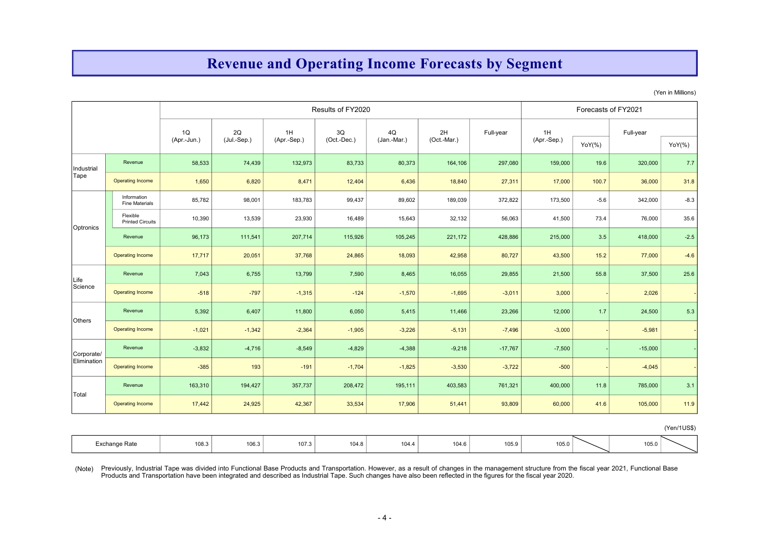# Revenue and Operating Income Forecasts by Segment

(Yen in Millions)

| | | Results of FY2020 | | | | | | | Forecasts of FY2021 | | | |
|---|---|---|---|---|---|---|---|---|---|---|---|---|
| | | 1Q (Apr.-Jun.) | 2Q (Jul.-Sep.) | 1H (Apr.-Sep.) | 3Q (Oct.-Dec.) | 4Q (Jan.-Mar.) | 2H (Oct.-Mar.) | Full-year | 1H (Apr.-Sep.) | YoY(%) | Full-year | YoY(%) |
| Industrial Tape | Revenue | 58,533 | 74,439 | 132,973 | 83,733 | 80,373 | 164,106 | 297,080 | 159,000 | 19.6 | 320,000 | 7.7 |
| | Operating Income | 1,650 | 6,820 | 8,471 | 12,404 | 6,436 | 18,840 | 27,311 | 17,000 | 100.7 | 36,000 | 31.8 |
| Optronics | Information Fine Materials | 85,782 | 98,001 | 183,783 | 99,437 | 89,602 | 189,039 | 372,822 | 173,500 | -5.6 | 342,000 | -8.3 |
| | Flexible Printed Circuits | 10,390 | 13,539 | 23,930 | 16,489 | 15,643 | 32,132 | 56,063 | 41,500 | 73.4 | 76,000 | 35.6 |
| | Revenue | 96,173 | 111,541 | 207,714 | 115,926 | 105,245 | 221,172 | 428,886 | 215,000 | 3.5 | 418,000 | -2.5 |
| | Operating Income | 17,717 | 20,051 | 37,768 | 24,865 | 18,093 | 42,958 | 80,727 | 43,500 | 15.2 | 77,000 | -4.6 |
| Life Science | Revenue | 7,043 | 6,755 | 13,799 | 7,590 | 8,465 | 16,055 | 29,855 | 21,500 | 55.8 | 37,500 | 25.6 |
| | Operating Income | -518 | -797 | -1,315 | -124 | -1,570 | -1,695 | -3,011 | 3,000 | - | 2,026 | - |
| Others | Revenue | 5,392 | 6,407 | 11,800 | 6,050 | 5,415 | 11,466 | 23,266 | 12,000 | 1.7 | 24,500 | 5.3 |
| | Operating Income | -1,021 | -1,342 | -2,364 | -1,905 | -3,226 | -5,131 | -7,496 | -3,000 | - | -5,981 | - |
| Corporate/ Elimination | Revenue | -3,832 | -4,716 | -8,549 | -4,829 | -4,388 | -9,218 | -17,767 | -7,500 | - | -15,000 | - |
| | Operating Income | -385 | 193 | -191 | -1,704 | -1,825 | -3,530 | -3,722 | -500 | - | -4,045 | - |
| Total | Revenue | 163,310 | 194,427 | 357,737 | 208,472 | 195,111 | 403,583 | 761,321 | 400,000 | 11.8 | 785,000 | 3.1 |
| | Operating Income | 17,442 | 24,925 | 42,367 | 33,534 | 17,906 | 51,441 | 93,809 | 60,000 | 41.6 | 105,000 | 11.9 |

(Yen/1US$)

| Exchange Rate | 108.3 | 106.3 | 107.3 | 104.8 | 104.4 | 104.6 | 105.9 | 105.0 | | 105.0 | |
|---|---|---|---|---|---|---|---|---|---|---|---|

(Note) Previously, Industrial Tape was divided into Functional Base Products and Transportation. However, as a result of changes in the management structure from the fiscal year 2021, Functional Base Products and Transportation have been integrated and described as Industrial Tape. Such changes have also been reflected in the figures for the fiscal year 2020.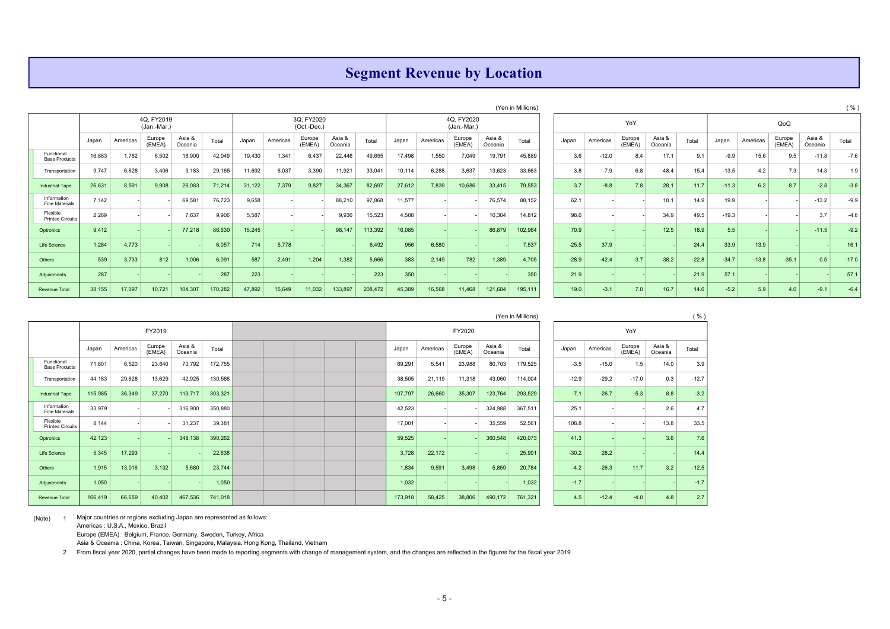# Segment Revenue by Location

(Yen in Millions)

| | 4Q, FY2019 (Jan.-Mar.) | | | | | 3Q, FY2020 (Oct.-Dec.) | | | | | 4Q, FY2020 (Jan.-Mar.) | | | | |
|---|---|---|---|---|---|---|---|---|---|---|---|---|---|---|---|
| | Japan | Americas | Europe (EMEA) | Asia & Oceania | Total | Japan | Americas | Europe (EMEA) | Asia & Oceania | Total | Japan | Americas | Europe (EMEA) | Asia & Oceania | Total |
| Functional Base Products | 16,883 | 1,762 | 6,502 | 16,900 | 42,049 | 19,430 | 1,341 | 6,437 | 22,446 | 49,655 | 17,498 | 1,550 | 7,049 | 19,791 | 45,889 |
| Transportation | 9,747 | 6,828 | 3,406 | 9,183 | 29,165 | 11,692 | 6,037 | 3,390 | 11,921 | 33,041 | 10,114 | 6,288 | 3,637 | 13,623 | 33,663 |
| Industrial Tape | 26,631 | 8,591 | 9,908 | 26,083 | 71,214 | 31,122 | 7,379 | 9,827 | 34,367 | 82,697 | 27,612 | 7,839 | 10,686 | 33,415 | 79,553 |
| Information Fine Materials | 7,142 | - | - | 69,581 | 76,723 | 9,658 | - | - | 88,210 | 97,868 | 11,577 | - | - | 76,574 | 88,152 |
| Flexible Printed Circuits | 2,269 | - | - | 7,637 | 9,906 | 5,587 | - | - | 9,936 | 15,523 | 4,508 | - | - | 10,304 | 14,812 |
| Optronics | 9,412 | - | - | 77,218 | 86,630 | 15,245 | - | - | 98,147 | 113,392 | 16,085 | - | - | 86,879 | 102,964 |
| Life Science | 1,284 | 4,773 | - | - | 6,057 | 714 | 5,778 | - | - | 6,492 | 956 | 6,580 | - | - | 7,537 |
| Others | 539 | 3,733 | 812 | 1,006 | 6,091 | 587 | 2,491 | 1,204 | 1,382 | 5,666 | 383 | 2,149 | 782 | 1,389 | 4,705 |
| Adjustments | 287 | - | - | - | 287 | 223 | - | - | - | 223 | 350 | - | - | - | 350 |
| Revenue Total | 38,155 | 17,097 | 10,721 | 104,307 | 170,282 | 47,892 | 15,649 | 11,032 | 133,897 | 208,472 | 45,389 | 16,568 | 11,468 | 121,684 | 195,111 |

( % )

| | YoY | | | | | QoQ | | | | |
|---|---|---|---|---|---|---|---|---|---|---|
| | Japan | Americas | Europe (EMEA) | Asia & Oceania | Total | Japan | Americas | Europe (EMEA) | Asia & Oceania | Total |
| Functional Base Products | 3.6 | -12.0 | 8.4 | 17.1 | 9.1 | -9.9 | 15.6 | 9.5 | -11.8 | -7.6 |
| Transportation | 3.8 | -7.9 | 6.8 | 48.4 | 15.4 | -13.5 | 4.2 | 7.3 | 14.3 | 1.9 |
| Industrial Tape | 3.7 | -8.8 | 7.8 | 28.1 | 11.7 | -11.3 | 6.2 | 8.7 | -2.8 | -3.8 |
| Information Fine Materials | 62.1 | - | - | 10.1 | 14.9 | 19.9 | - | - | -13.2 | -9.9 |
| Flexible Printed Circuits | 98.6 | - | - | 34.9 | 49.5 | -19.3 | - | - | 3.7 | -4.6 |
| Optronics | 70.9 | - | - | 12.5 | 18.9 | 5.5 | - | - | -11.5 | -9.2 |
| Life Science | -25.5 | 37.9 | - | - | 24.4 | 33.9 | 13.9 | - | - | 16.1 |
| Others | -28.9 | -42.4 | -3.7 | 38.2 | -22.8 | -34.7 | -13.8 | -35.1 | 0.5 | -17.0 |
| Adjustments | 21.9 | - | - | - | 21.9 | 57.1 | - | - | - | 57.1 |
| Revenue Total | 19.0 | -3.1 | 7.0 | 16.7 | 14.6 | -5.2 | 5.9 | 4.0 | -9.1 | -6.4 |

(Yen in Millions)

| | FY2019 | | | | | FY2020 | | | | |
|---|---|---|---|---|---|---|---|---|---|---|
| | Japan | Americas | Europe (EMEA) | Asia & Oceania | Total | Japan | Americas | Europe (EMEA) | Asia & Oceania | Total |
| Functional Base Products | 71,801 | 6,520 | 23,640 | 70,792 | 172,755 | 69,291 | 5,541 | 23,988 | 80,703 | 179,525 |
| Transportation | 44,183 | 29,828 | 13,629 | 42,925 | 130,566 | 38,505 | 21,119 | 11,318 | 43,060 | 114,004 |
| Industrial Tape | 115,985 | 36,349 | 37,270 | 113,717 | 303,321 | 107,797 | 26,660 | 35,307 | 123,764 | 293,529 |
| Information Fine Materials | 33,979 | - | - | 316,900 | 350,880 | 42,523 | - | - | 324,988 | 367,511 |
| Flexible Printed Circuits | 8,144 | - | - | 31,237 | 39,381 | 17,001 | - | - | 35,559 | 52,561 |
| Optronics | 42,123 | - | - | 348,138 | 390,262 | 59,525 | - | - | 360,548 | 420,073 |
| Life Science | 5,345 | 17,293 | - | - | 22,638 | 3,728 | 22,172 | - | - | 25,901 |
| Others | 1,915 | 13,016 | 3,132 | 5,680 | 23,744 | 1,834 | 9,591 | 3,498 | 5,859 | 20,784 |
| Adjustments | 1,050 | - | - | - | 1,050 | 1,032 | - | - | - | 1,032 |
| Revenue Total | 166,419 | 66,659 | 40,402 | 467,536 | 741,018 | 173,918 | 58,425 | 38,806 | 490,172 | 761,321 |

( % )

| | YoY | | | | |
|---|---|---|---|---|---|
| | Japan | Americas | Europe (EMEA) | Asia & Oceania | Total |
| Functional Base Products | -3.5 | -15.0 | 1.5 | 14.0 | 3.9 |
| Transportation | -12.9 | -29.2 | -17.0 | 0.3 | -12.7 |
| Industrial Tape | -7.1 | -26.7 | -5.3 | 8.8 | -3.2 |
| Information Fine Materials | 25.1 | - | - | 2.6 | 4.7 |
| Flexible Printed Circuits | 108.8 | - | - | 13.8 | 33.5 |
| Optronics | 41.3 | - | - | 3.6 | 7.6 |
| Life Science | -30.2 | 28.2 | - | - | 14.4 |
| Others | -4.2 | -26.3 | 11.7 | 3.2 | -12.5 |
| Adjustments | -1.7 | - | - | - | -1.7 |
| Revenue Total | 4.5 | -12.4 | -4.0 | 4.8 | 2.7 |

(Note)
1. Major countries or regions excluding Japan are represented as follows:
   Americas : U.S.A., Mexico, Brazil
   Europe (EMEA) : Belgium, France, Germany, Sweden, Turkey, Africa
   Asia & Oceania : China, Korea, Taiwan, Singapore, Malaysia, Hong Kong, Thailand, Vietnam
2. From fiscal year 2020, partial changes have been made to reporting segments with change of management system, and the changes are reflected in the figures for the fiscal year 2019.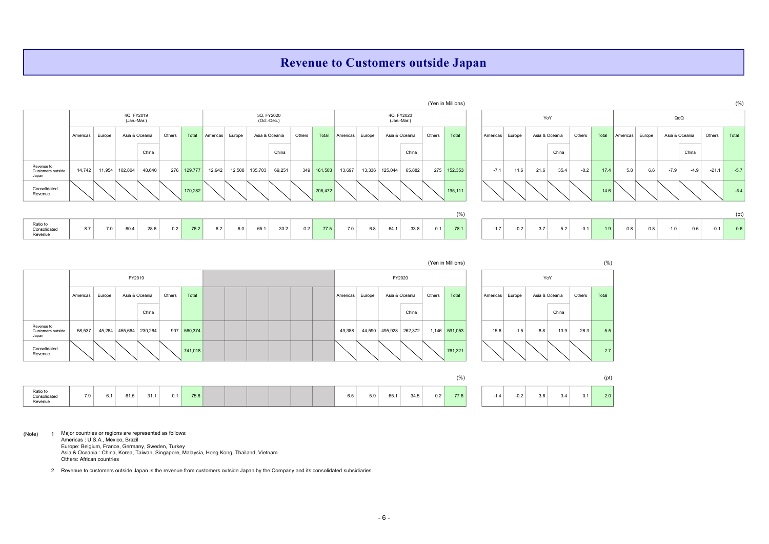# Revenue to Customers outside Japan

(Yen in Millions)

| | 4Q, FY2019 (Jan.-Mar.) | | | | | | 3Q, FY2020 (Oct.-Dec.) | | | | | | 4Q, FY2020 (Jan.-Mar.) | | | | | |
|---|---|---|---|---|---|---|---|---|---|---|---|---|---|---|---|---|---|---|
| | Americas | Europe | Asia & Oceania | | Others | Total | Americas | Europe | Asia & Oceania | | Others | Total | Americas | Europe | Asia & Oceania | | Others | Total |
| | | | | China | | | | | | China | | | | | | China | | |
| Revenue to Customers outside Japan | 14,742 | 11,954 | 102,804 | 48,640 | 276 | 129,777 | 12,942 | 12,508 | 135,703 | 69,251 | 349 | 161,503 | 13,697 | 13,336 | 125,044 | 65,882 | 275 | 152,353 |
| Consolidated Revenue | | | | | | 170,282 | | | | | | 208,472 | | | | | | 195,111 |

(%)

| | YoY | | | | | | QoQ | | | | | |
|---|---|---|---|---|---|---|---|---|---|---|---|---|
| | Americas | Europe | Asia & Oceania | | Others | Total | Americas | Europe | Asia & Oceania | | Others | Total |
| | | | | China | | | | | | China | | |
| Revenue to Customers outside Japan | -7.1 | 11.6 | 21.6 | 35.4 | -0.2 | 17.4 | 5.8 | 6.6 | -7.9 | -4.9 | -21.1 | -5.7 |
| Consolidated Revenue | | | | | | 14.6 | | | | | | -6.4 |

(%)

| | 4Q, FY2019 Americas | Europe | Asia & Oceania | China | Others | Total | 3Q, FY2020 Americas | Europe | Asia & Oceania | China | Others | Total | 4Q, FY2020 Americas | Europe | Asia & Oceania | China | Others | Total |
|---|---|---|---|---|---|---|---|---|---|---|---|---|---|---|---|---|---|---|
| Ratio to Consolidated Revenue | 8.7 | 7.0 | 60.4 | 28.6 | 0.2 | 76.2 | 6.2 | 6.0 | 65.1 | 33.2 | 0.2 | 77.5 | 7.0 | 6.8 | 64.1 | 33.8 | 0.1 | 78.1 |

(pt)

| | YoY Americas | Europe | Asia & Oceania | China | Others | Total | QoQ Americas | Europe | Asia & Oceania | China | Others | Total |
|---|---|---|---|---|---|---|---|---|---|---|---|---|
| Ratio to Consolidated Revenue | -1.7 | -0.2 | 3.7 | 5.2 | -0.1 | 1.9 | 0.8 | 0.8 | -1.0 | 0.6 | -0.1 | 0.6 |

(Yen in Millions)

| | FY2019 | | | | | | FY2020 | | | | | |
|---|---|---|---|---|---|---|---|---|---|---|---|---|
| | Americas | Europe | Asia & Oceania | | Others | Total | Americas | Europe | Asia & Oceania | | Others | Total |
| | | | | China | | | | | | China | | |
| Revenue to Customers outside Japan | 58,537 | 45,264 | 455,664 | 230,264 | 907 | 560,374 | 49,388 | 44,590 | 495,928 | 262,372 | 1,146 | 591,053 |
| Consolidated Revenue | | | | | | 741,018 | | | | | | 761,321 |

(%)

| | YoY | | | | | |
|---|---|---|---|---|---|---|
| | Americas | Europe | Asia & Oceania | | Others | Total |
| | | | | China | | |
| Revenue to Customers outside Japan | -15.6 | -1.5 | 8.8 | 13.9 | 26.3 | 5.5 |
| Consolidated Revenue | | | | | | 2.7 |

(%)

| | FY2019 Americas | Europe | Asia & Oceania | China | Others | Total | FY2020 Americas | Europe | Asia & Oceania | China | Others | Total |
|---|---|---|---|---|---|---|---|---|---|---|---|---|
| Ratio to Consolidated Revenue | 7.9 | 6.1 | 61.5 | 31.1 | 0.1 | 75.6 | 6.5 | 5.9 | 65.1 | 34.5 | 0.2 | 77.6 |

(pt)

| | YoY Americas | Europe | Asia & Oceania | China | Others | Total |
|---|---|---|---|---|---|---|
| Ratio to Consolidated Revenue | -1.4 | -0.2 | 3.6 | 3.4 | 0.1 | 2.0 |

(Note)

1. Major countries or regions are represented as follows:
   Americas : U.S.A., Mexico, Brazil
   Europe: Belgium, France, Germany, Sweden, Turkey
   Asia & Oceania : China, Korea, Taiwan, Singapore, Malaysia, Hong Kong, Thailand, Vietnam
   Others: African countries
2. Revenue to customers outside Japan is the revenue from customers outside Japan by the Company and its consolidated subsidiaries.